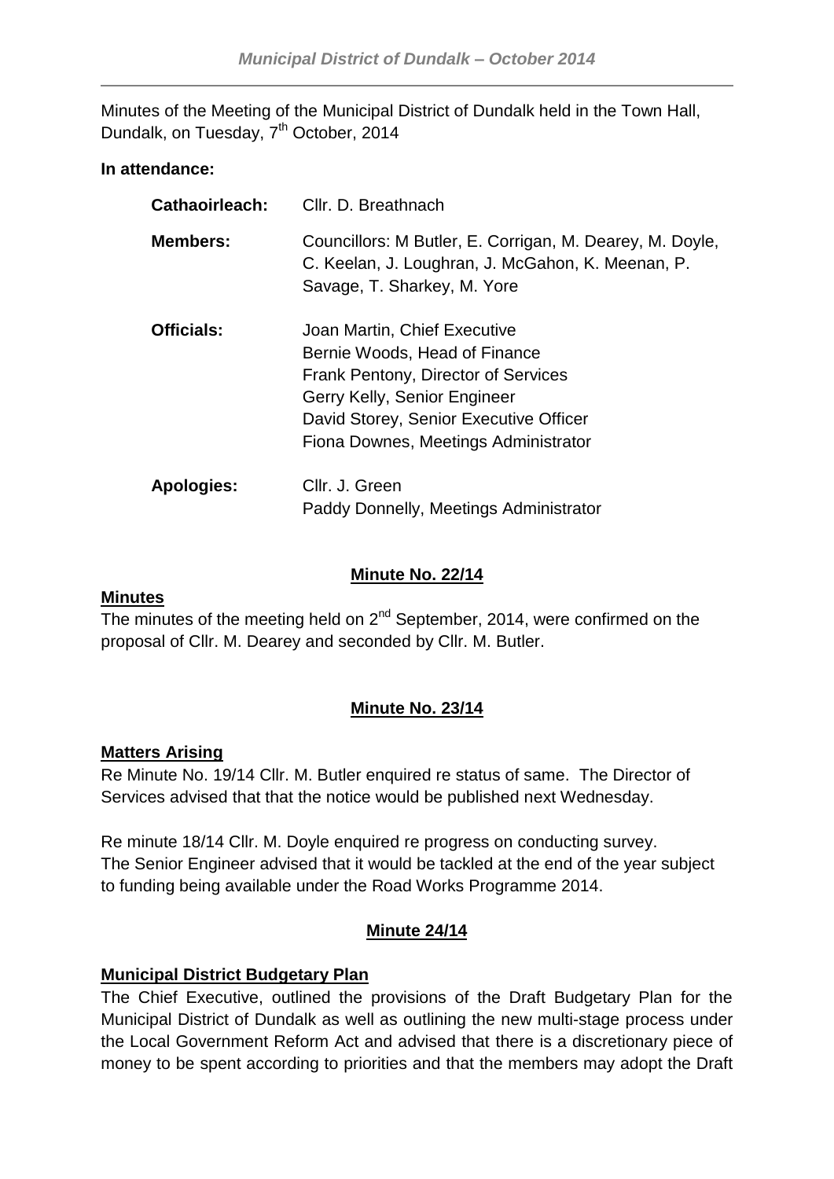Minutes of the Meeting of the Municipal District of Dundalk held in the Town Hall, Dundalk, on Tuesday, 7th October, 2014

**In attendance:**

| | |
|---|---|
| **Cathaoirleach:** | Cllr. D. Breathnach |
| **Members:** | Councillors: M Butler, E. Corrigan, M. Dearey, M. Doyle, C. Keelan, J. Loughran, J. McGahon, K. Meenan, P. Savage, T. Sharkey, M. Yore |
| **Officials:** | Joan Martin, Chief Executive<br>Bernie Woods, Head of Finance<br>Frank Pentony, Director of Services<br>Gerry Kelly, Senior Engineer<br>David Storey, Senior Executive Officer<br>Fiona Downes, Meetings Administrator |
| **Apologies:** | Cllr. J. Green<br>Paddy Donnelly, Meetings Administrator |

## Minute No. 22/14

**Minutes**

The minutes of the meeting held on 2nd September, 2014, were confirmed on the proposal of Cllr. M. Dearey and seconded by Cllr. M. Butler.

## Minute No. 23/14

**Matters Arising**

Re Minute No. 19/14 Cllr. M. Butler enquired re status of same. The Director of Services advised that that the notice would be published next Wednesday.

Re minute 18/14 Cllr. M. Doyle enquired re progress on conducting survey. The Senior Engineer advised that it would be tackled at the end of the year subject to funding being available under the Road Works Programme 2014.

## Minute 24/14

**Municipal District Budgetary Plan**

The Chief Executive, outlined the provisions of the Draft Budgetary Plan for the Municipal District of Dundalk as well as outlining the new multi-stage process under the Local Government Reform Act and advised that there is a discretionary piece of money to be spent according to priorities and that the members may adopt the Draft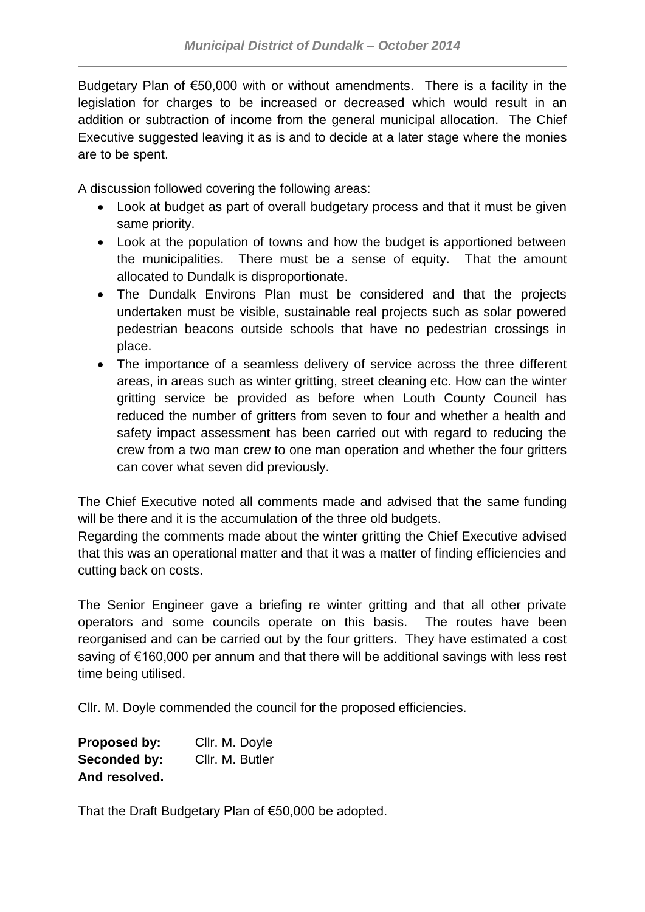Budgetary Plan of €50,000 with or without amendments. There is a facility in the legislation for charges to be increased or decreased which would result in an addition or subtraction of income from the general municipal allocation. The Chief Executive suggested leaving it as is and to decide at a later stage where the monies are to be spent.

A discussion followed covering the following areas:

- Look at budget as part of overall budgetary process and that it must be given same priority.
- Look at the population of towns and how the budget is apportioned between the municipalities. There must be a sense of equity. That the amount allocated to Dundalk is disproportionate.
- The Dundalk Environs Plan must be considered and that the projects undertaken must be visible, sustainable real projects such as solar powered pedestrian beacons outside schools that have no pedestrian crossings in place.
- The importance of a seamless delivery of service across the three different areas, in areas such as winter gritting, street cleaning etc. How can the winter gritting service be provided as before when Louth County Council has reduced the number of gritters from seven to four and whether a health and safety impact assessment has been carried out with regard to reducing the crew from a two man crew to one man operation and whether the four gritters can cover what seven did previously.

The Chief Executive noted all comments made and advised that the same funding will be there and it is the accumulation of the three old budgets.
Regarding the comments made about the winter gritting the Chief Executive advised that this was an operational matter and that it was a matter of finding efficiencies and cutting back on costs.

The Senior Engineer gave a briefing re winter gritting and that all other private operators and some councils operate on this basis. The routes have been reorganised and can be carried out by the four gritters. They have estimated a cost saving of €160,000 per annum and that there will be additional savings with less rest time being utilised.

Cllr. M. Doyle commended the council for the proposed efficiencies.

**Proposed by:** Cllr. M. Doyle
**Seconded by:** Cllr. M. Butler
**And resolved.**

That the Draft Budgetary Plan of €50,000 be adopted.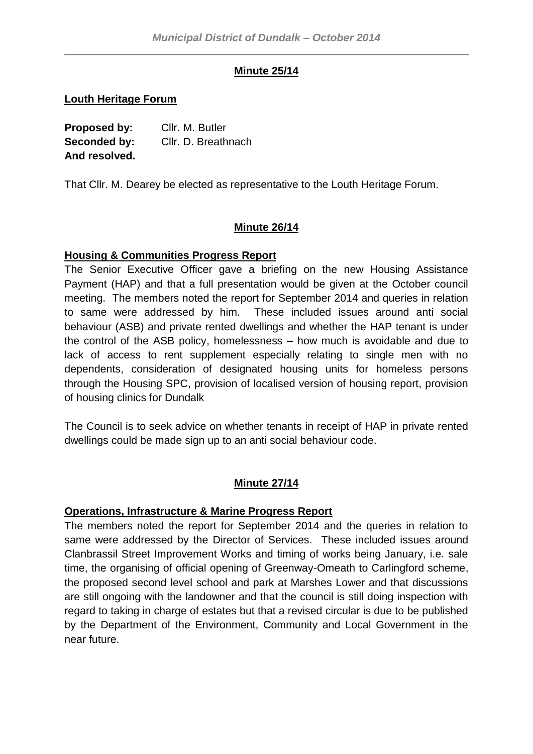**Minute 25/14**

**Louth Heritage Forum**

**Proposed by:** Cllr. M. Butler
**Seconded by:** Cllr. D. Breathnach
**And resolved.**

That Cllr. M. Dearey be elected as representative to the Louth Heritage Forum.

**Minute 26/14**

**Housing & Communities Progress Report**

The Senior Executive Officer gave a briefing on the new Housing Assistance Payment (HAP) and that a full presentation would be given at the October council meeting. The members noted the report for September 2014 and queries in relation to same were addressed by him. These included issues around anti social behaviour (ASB) and private rented dwellings and whether the HAP tenant is under the control of the ASB policy, homelessness – how much is avoidable and due to lack of access to rent supplement especially relating to single men with no dependents, consideration of designated housing units for homeless persons through the Housing SPC, provision of localised version of housing report, provision of housing clinics for Dundalk

The Council is to seek advice on whether tenants in receipt of HAP in private rented dwellings could be made sign up to an anti social behaviour code.

**Minute 27/14**

**Operations, Infrastructure & Marine Progress Report**

The members noted the report for September 2014 and the queries in relation to same were addressed by the Director of Services. These included issues around Clanbrassil Street Improvement Works and timing of works being January, i.e. sale time, the organising of official opening of Greenway-Omeath to Carlingford scheme, the proposed second level school and park at Marshes Lower and that discussions are still ongoing with the landowner and that the council is still doing inspection with regard to taking in charge of estates but that a revised circular is due to be published by the Department of the Environment, Community and Local Government in the near future.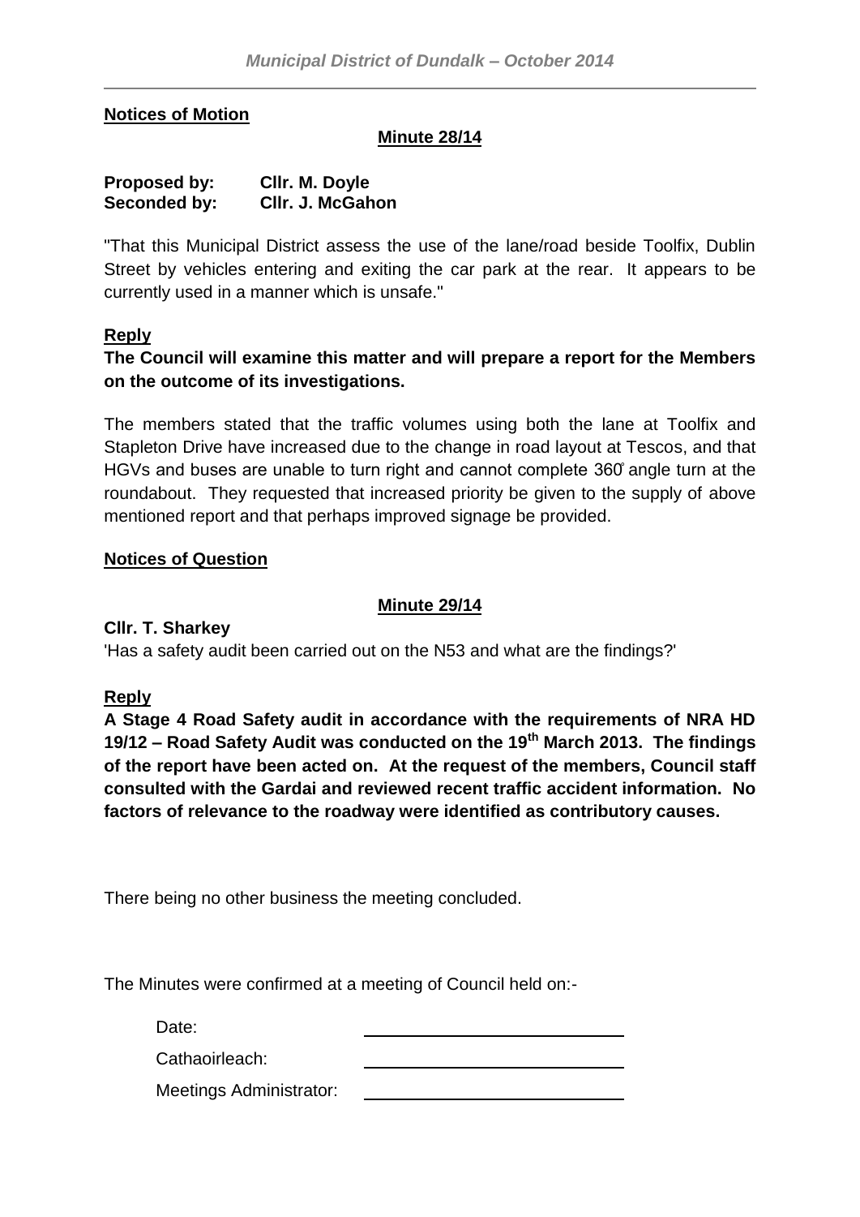**Notices of Motion**

**Minute 28/14**

**Proposed by: Cllr. M. Doyle**
**Seconded by: Cllr. J. McGahon**

"That this Municipal District assess the use of the lane/road beside Toolfix, Dublin Street by vehicles entering and exiting the car park at the rear. It appears to be currently used in a manner which is unsafe."

**Reply**

**The Council will examine this matter and will prepare a report for the Members on the outcome of its investigations.**

The members stated that the traffic volumes using both the lane at Toolfix and Stapleton Drive have increased due to the change in road layout at Tescos, and that HGVs and buses are unable to turn right and cannot complete 360̊ angle turn at the roundabout. They requested that increased priority be given to the supply of above mentioned report and that perhaps improved signage be provided.

**Notices of Question**

**Minute 29/14**

**Cllr. T. Sharkey**

'Has a safety audit been carried out on the N53 and what are the findings?'

**Reply**

**A Stage 4 Road Safety audit in accordance with the requirements of NRA HD 19/12 – Road Safety Audit was conducted on the 19th March 2013. The findings of the report have been acted on. At the request of the members, Council staff consulted with the Gardai and reviewed recent traffic accident information. No factors of relevance to the roadway were identified as contributory causes.**

There being no other business the meeting concluded.

The Minutes were confirmed at a meeting of Council held on:-

Date: \_\_\_\_\_\_\_\_\_\_\_\_\_\_\_\_\_\_\_\_

Cathaoirleach: \_\_\_\_\_\_\_\_\_\_\_\_\_\_\_\_\_\_\_\_

Meetings Administrator: \_\_\_\_\_\_\_\_\_\_\_\_\_\_\_\_\_\_\_\_